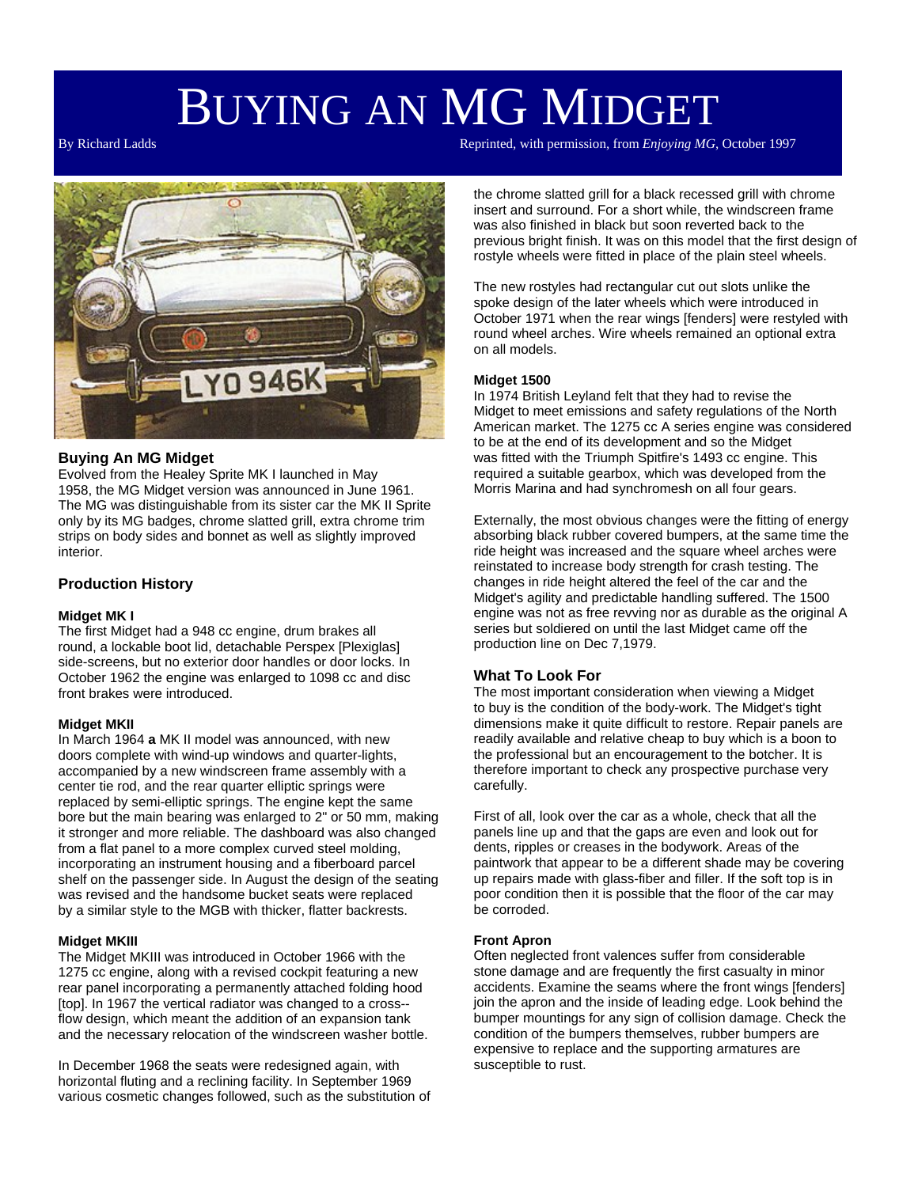# BUYING AN MG MIDGET

By Richard Ladds

Reprinted, with permission, from *Enjoying MG*, October 1997

## Buying An MG Midget

Evolved from the Healey Sprite MK I launched in May 1958, the MG Midget version was announced in June 1961. The MG was distinguishable from its sister car the MK II Sprite only by its MG badges, chrome slatted grill, extra chrome trim strips on body sides and bonnet as well as slightly improved interior.

## Production History

### Midget MK I

The first Midget had a 948 cc engine, drum brakes all round, a lockable boot lid, detachable Perspex [Plexiglas] side-screens, but no exterior door handles or door locks. In October 1962 the engine was enlarged to 1098 cc and disc front brakes were introduced.

### Midget MKII

In March 1964 **a** MK II model was announced, with new doors complete with wind-up windows and quarter-lights, accompanied by a new windscreen frame assembly with a center tie rod, and the rear quarter elliptic springs were replaced by semi-elliptic springs. The engine kept the same bore but the main bearing was enlarged to 2" or 50 mm, making it stronger and more reliable. The dashboard was also changed from a flat panel to a more complex curved steel molding, incorporating an instrument housing and a fiberboard parcel shelf on the passenger side. In August the design of the seating was revised and the handsome bucket seats were replaced by a similar style to the MGB with thicker, flatter backrests.

### Midget MKIII

The Midget MKIII was introduced in October 1966 with the 1275 cc engine, along with a revised cockpit featuring a new rear panel incorporating a permanently attached folding hood [top]. In 1967 the vertical radiator was changed to a cross--flow design, which meant the addition of an expansion tank and the necessary relocation of the windscreen washer bottle.

In December 1968 the seats were redesigned again, with horizontal fluting and a reclining facility. In September 1969 various cosmetic changes followed, such as the substitution of the chrome slatted grill for a black recessed grill with chrome insert and surround. For a short while, the windscreen frame was also finished in black but soon reverted back to the previous bright finish. It was on this model that the first design of rostyle wheels were fitted in place of the plain steel wheels.

The new rostyles had rectangular cut out slots unlike the spoke design of the later wheels which were introduced in October 1971 when the rear wings [fenders] were restyled with round wheel arches. Wire wheels remained an optional extra on all models.

### Midget 1500

In 1974 British Leyland felt that they had to revise the Midget to meet emissions and safety regulations of the North American market. The 1275 cc A series engine was considered to be at the end of its development and so the Midget was fitted with the Triumph Spitfire's 1493 cc engine. This required a suitable gearbox, which was developed from the Morris Marina and had synchromesh on all four gears.

Externally, the most obvious changes were the fitting of energy absorbing black rubber covered bumpers, at the same time the ride height was increased and the square wheel arches were reinstated to increase body strength for crash testing. The changes in ride height altered the feel of the car and the Midget's agility and predictable handling suffered. The 1500 engine was not as free revving nor as durable as the original A series but soldiered on until the last Midget came off the production line on Dec 7,1979.

## What To Look For

The most important consideration when viewing a Midget to buy is the condition of the body-work. The Midget's tight dimensions make it quite difficult to restore. Repair panels are readily available and relative cheap to buy which is a boon to the professional but an encouragement to the botcher. It is therefore important to check any prospective purchase very carefully.

First of all, look over the car as a whole, check that all the panels line up and that the gaps are even and look out for dents, ripples or creases in the bodywork. Areas of the paintwork that appear to be a different shade may be covering up repairs made with glass-fiber and filler. If the soft top is in poor condition then it is possible that the floor of the car may be corroded.

### Front Apron

Often neglected front valences suffer from considerable stone damage and are frequently the first casualty in minor accidents. Examine the seams where the front wings [fenders] join the apron and the inside of leading edge. Look behind the bumper mountings for any sign of collision damage. Check the condition of the bumpers themselves, rubber bumpers are expensive to replace and the supporting armatures are susceptible to rust.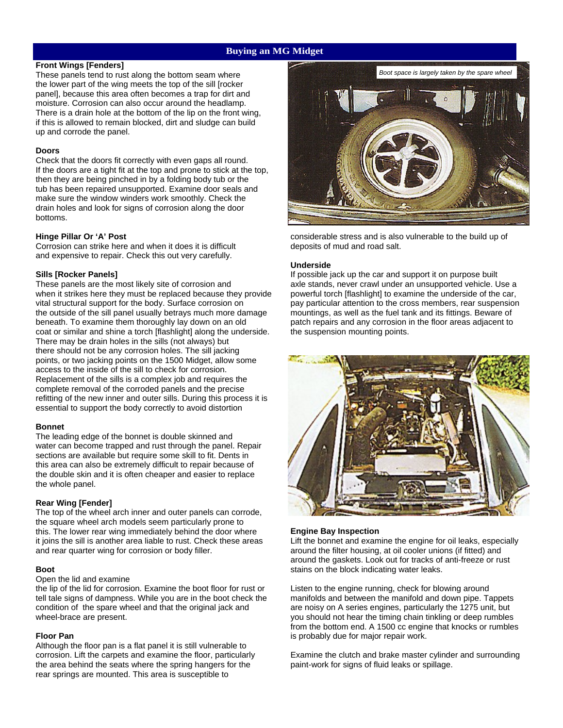## Buying an MG Midget

**Front Wings [Fenders]**

These panels tend to rust along the bottom seam where the lower part of the wing meets the top of the sill [rocker panel], because this area often becomes a trap for dirt and moisture. Corrosion can also occur around the headlamp. There is a drain hole at the bottom of the lip on the front wing, if this is allowed to remain blocked, dirt and sludge can build up and corrode the panel.

**Doors**

Check that the doors fit correctly with even gaps all round. If the doors are a tight fit at the top and prone to stick at the top, then they are being pinched in by a folding body tub or the tub has been repaired unsupported. Examine door seals and make sure the window winders work smoothly. Check the drain holes and look for signs of corrosion along the door bottoms.

**Hinge Pillar Or 'A' Post**

Corrosion can strike here and when it does it is difficult and expensive to repair. Check this out very carefully.

**Sills [Rocker Panels]**

These panels are the most likely site of corrosion and when it strikes here they must be replaced because they provide vital structural support for the body. Surface corrosion on the outside of the sill panel usually betrays much more damage beneath. To examine them thoroughly lay down on an old coat or similar and shine a torch [flashlight] along the underside. There may be drain holes in the sills (not always) but there should not be any corrosion holes. The sill jacking points, or two jacking points on the 1500 Midget, allow some access to the inside of the sill to check for corrosion. Replacement of the sills is a complex job and requires the complete removal of the corroded panels and the precise refitting of the new inner and outer sills. During this process it is essential to support the body correctly to avoid distortion

**Bonnet**

The leading edge of the bonnet is double skinned and water can become trapped and rust through the panel. Repair sections are available but require some skill to fit. Dents in this area can also be extremely difficult to repair because of the double skin and it is often cheaper and easier to replace the whole panel.

**Rear Wing [Fender]**

The top of the wheel arch inner and outer panels can corrode, the square wheel arch models seem particularly prone to this. The lower rear wing immediately behind the door where it joins the sill is another area liable to rust. Check these areas and rear quarter wing for corrosion or body filler.

**Boot**

Open the lid and examine the lip of the lid for corrosion. Examine the boot floor for rust or tell tale signs of dampness. While you are in the boot check the condition of the spare wheel and that the original jack and wheel-brace are present.

**Floor Pan**

Although the floor pan is a flat panel it is still vulnerable to corrosion. Lift the carpets and examine the floor, particularly the area behind the seats where the spring hangers for the rear springs are mounted. This area is susceptible to considerable stress and is also vulnerable to the build up of deposits of mud and road salt.

*Boot space is largely taken by the spare wheel*

**Underside**

If possible jack up the car and support it on purpose built axle stands, never crawl under an unsupported vehicle. Use a powerful torch [flashlight] to examine the underside of the car, pay particular attention to the cross members, rear suspension mountings, as well as the fuel tank and its fittings. Beware of patch repairs and any corrosion in the floor areas adjacent to the suspension mounting points.

**Engine Bay Inspection**

Lift the bonnet and examine the engine for oil leaks, especially around the filter housing, at oil cooler unions (if fitted) and around the gaskets. Look out for tracks of anti-freeze or rust stains on the block indicating water leaks.

Listen to the engine running, check for blowing around manifolds and between the manifold and down pipe. Tappets are noisy on A series engines, particularly the 1275 unit, but you should not hear the timing chain tinkling or deep rumbles from the bottom end. A 1500 cc engine that knocks or rumbles is probably due for major repair work.

Examine the clutch and brake master cylinder and surrounding paint-work for signs of fluid leaks or spillage.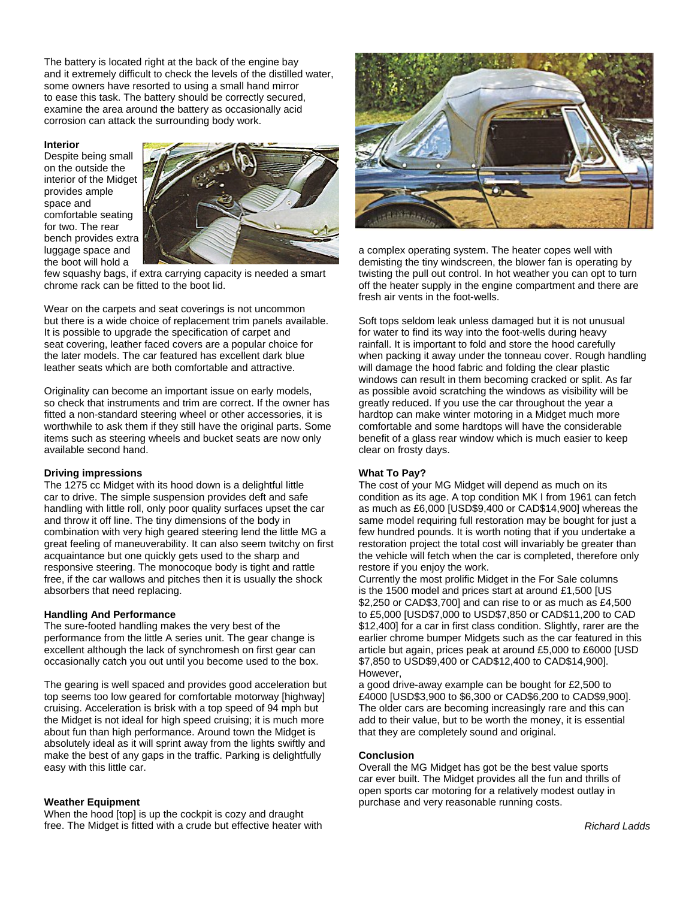The battery is located right at the back of the engine bay and it extremely difficult to check the levels of the distilled water, some owners have resorted to using a small hand mirror to ease this task. The battery should be correctly secured, examine the area around the battery as occasionally acid corrosion can attack the surrounding body work.

**Interior**

Despite being small on the outside the interior of the Midget provides ample space and comfortable seating for two. The rear bench provides extra luggage space and the boot will hold a few squashy bags, if extra carrying capacity is needed a smart chrome rack can be fitted to the boot lid.

Wear on the carpets and seat coverings is not uncommon but there is a wide choice of replacement trim panels available. It is possible to upgrade the specification of carpet and seat covering, leather faced covers are a popular choice for the later models. The car featured has excellent dark blue leather seats which are both comfortable and attractive.

Originality can become an important issue on early models, so check that instruments and trim are correct. If the owner has fitted a non-standard steering wheel or other accessories, it is worthwhile to ask them if they still have the original parts. Some items such as steering wheels and bucket seats are now only available second hand.

**Driving impressions**

The 1275 cc Midget with its hood down is a delightful little car to drive. The simple suspension provides deft and safe handling with little roll, only poor quality surfaces upset the car and throw it off line. The tiny dimensions of the body in combination with very high geared steering lend the little MG a great feeling of maneuverability. It can also seem twitchy on first acquaintance but one quickly gets used to the sharp and responsive steering. The monocoque body is tight and rattle free, if the car wallows and pitches then it is usually the shock absorbers that need replacing.

**Handling And Performance**

The sure-footed handling makes the very best of the performance from the little A series unit. The gear change is excellent although the lack of synchromesh on first gear can occasionally catch you out until you become used to the box.

The gearing is well spaced and provides good acceleration but top seems too low geared for comfortable motorway [highway] cruising. Acceleration is brisk with a top speed of 94 mph but the Midget is not ideal for high speed cruising; it is much more about fun than high performance. Around town the Midget is absolutely ideal as it will sprint away from the lights swiftly and make the best of any gaps in the traffic. Parking is delightfully easy with this little car.

**Weather Equipment**

When the hood [top] is up the cockpit is cozy and draught free. The Midget is fitted with a crude but effective heater with a complex operating system. The heater copes well with demisting the tiny windscreen, the blower fan is operating by twisting the pull out control. In hot weather you can opt to turn off the heater supply in the engine compartment and there are fresh air vents in the foot-wells.

Soft tops seldom leak unless damaged but it is not unusual for water to find its way into the foot-wells during heavy rainfall. It is important to fold and store the hood carefully when packing it away under the tonneau cover. Rough handling will damage the hood fabric and folding the clear plastic windows can result in them becoming cracked or split. As far as possible avoid scratching the windows as visibility will be greatly reduced. If you use the car throughout the year a hardtop can make winter motoring in a Midget much more comfortable and some hardtops will have the considerable benefit of a glass rear window which is much easier to keep clear on frosty days.

**What To Pay?**

The cost of your MG Midget will depend as much on its condition as its age. A top condition MK I from 1961 can fetch as much as £6,000 [USD$9,400 or CAD$14,900] whereas the same model requiring full restoration may be bought for just a few hundred pounds. It is worth noting that if you undertake a restoration project the total cost will invariably be greater than the vehicle will fetch when the car is completed, therefore only restore if you enjoy the work.

Currently the most prolific Midget in the For Sale columns is the 1500 model and prices start at around £1,500 [US $2,250 or CAD$3,700] and can rise to or as much as £4,500 to £5,000 [USD$7,000 to USD$7,850 or CAD$11,200 to CAD $12,400] for a car in first class condition. Slightly, rarer are the earlier chrome bumper Midgets such as the car featured in this article but again, prices peak at around £5,000 to £6000 [USD $7,850 to USD$9,400 or CAD$12,400 to CAD$14,900]. However,

a good drive-away example can be bought for £2,500 to £4000 [USD$3,900 to $6,300 or CAD$6,200 to CAD$9,900]. The older cars are becoming increasingly rare and this can add to their value, but to be worth the money, it is essential that they are completely sound and original.

**Conclusion**

Overall the MG Midget has got be the best value sports car ever built. The Midget provides all the fun and thrills of open sports car motoring for a relatively modest outlay in purchase and very reasonable running costs.

*Richard Ladds*